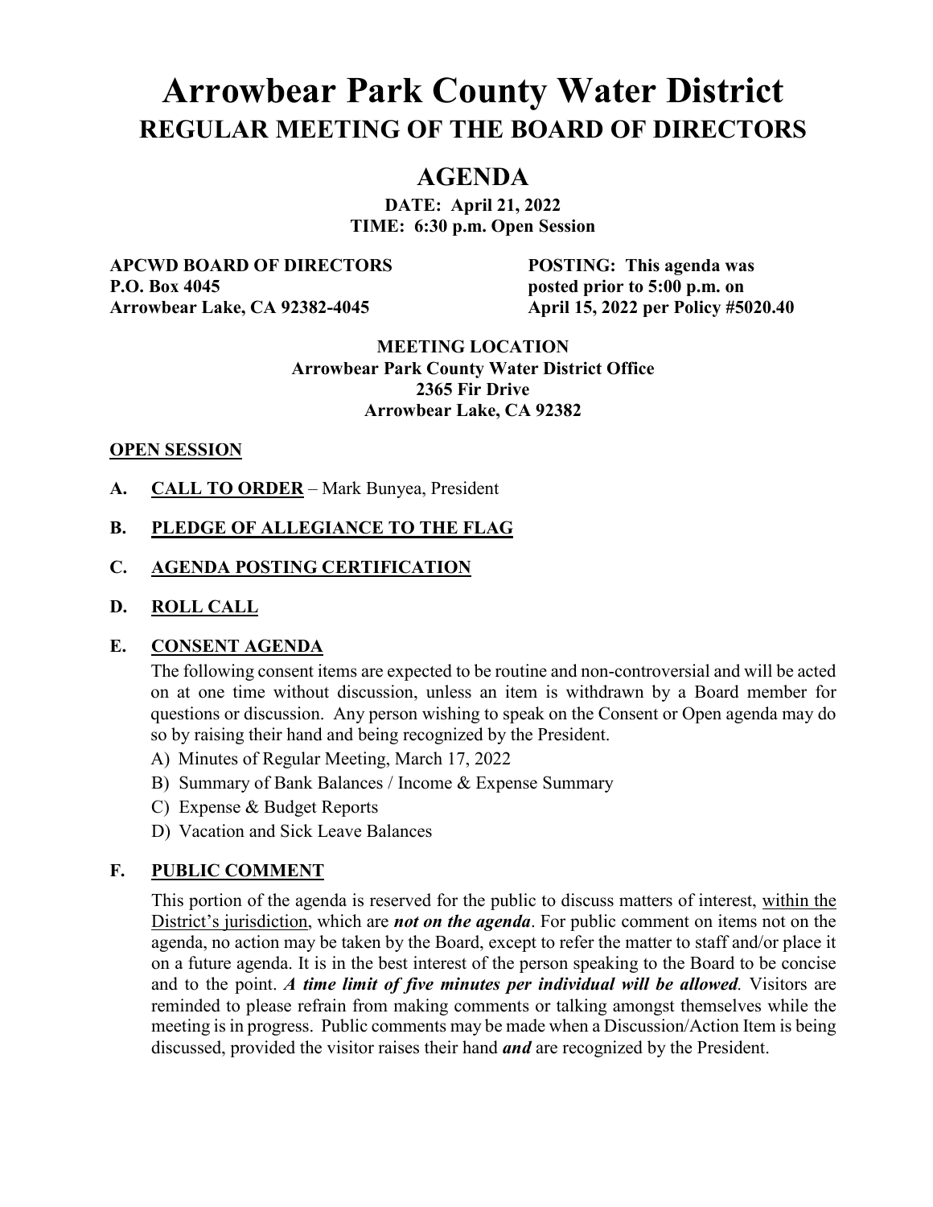# Arrowbear Park County Water District

## REGULAR MEETING OF THE BOARD OF DIRECTORS

## AGENDA

**DATE: April 21, 2022**
**TIME: 6:30 p.m. Open Session**

**APCWD BOARD OF DIRECTORS**
**P.O. Box 4045**
**Arrowbear Lake, CA 92382-4045**

**POSTING: This agenda was posted prior to 5:00 p.m. on April 15, 2022 per Policy #5020.40**

**MEETING LOCATION**
**Arrowbear Park County Water District Office**
**2365 Fir Drive**
**Arrowbear Lake, CA 92382**

### OPEN SESSION

**A. CALL TO ORDER** – Mark Bunyea, President

**B. PLEDGE OF ALLEGIANCE TO THE FLAG**

**C. AGENDA POSTING CERTIFICATION**

**D. ROLL CALL**

**E. CONSENT AGENDA**

The following consent items are expected to be routine and non-controversial and will be acted on at one time without discussion, unless an item is withdrawn by a Board member for questions or discussion. Any person wishing to speak on the Consent or Open agenda may do so by raising their hand and being recognized by the President.

A) Minutes of Regular Meeting, March 17, 2022
B) Summary of Bank Balances / Income & Expense Summary
C) Expense & Budget Reports
D) Vacation and Sick Leave Balances

**F. PUBLIC COMMENT**

This portion of the agenda is reserved for the public to discuss matters of interest, within the District's jurisdiction, which are ***not on the agenda***. For public comment on items not on the agenda, no action may be taken by the Board, except to refer the matter to staff and/or place it on a future agenda. It is in the best interest of the person speaking to the Board to be concise and to the point. ***A time limit of five minutes per individual will be allowed.*** Visitors are reminded to please refrain from making comments or talking amongst themselves while the meeting is in progress. Public comments may be made when a Discussion/Action Item is being discussed, provided the visitor raises their hand ***and*** are recognized by the President.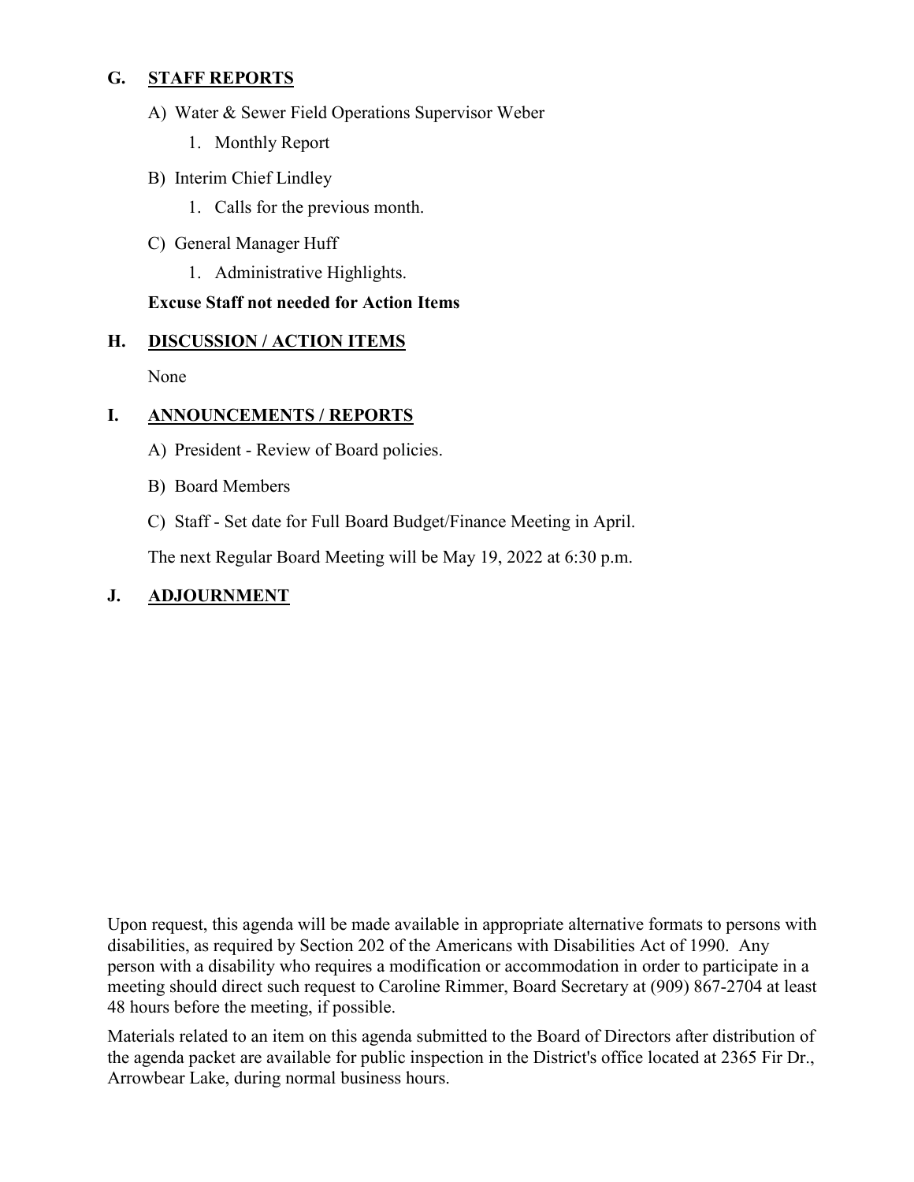## G. STAFF REPORTS

A) Water & Sewer Field Operations Supervisor Weber

1. Monthly Report

B) Interim Chief Lindley

1. Calls for the previous month.

C) General Manager Huff

1. Administrative Highlights.

**Excuse Staff not needed for Action Items**

## H. DISCUSSION / ACTION ITEMS

None

## I. ANNOUNCEMENTS / REPORTS

A) President - Review of Board policies.

B) Board Members

C) Staff - Set date for Full Board Budget/Finance Meeting in April.

The next Regular Board Meeting will be May 19, 2022 at 6:30 p.m.

## J. ADJOURNMENT

Upon request, this agenda will be made available in appropriate alternative formats to persons with disabilities, as required by Section 202 of the Americans with Disabilities Act of 1990. Any person with a disability who requires a modification or accommodation in order to participate in a meeting should direct such request to Caroline Rimmer, Board Secretary at (909) 867-2704 at least 48 hours before the meeting, if possible.

Materials related to an item on this agenda submitted to the Board of Directors after distribution of the agenda packet are available for public inspection in the District's office located at 2365 Fir Dr., Arrowbear Lake, during normal business hours.